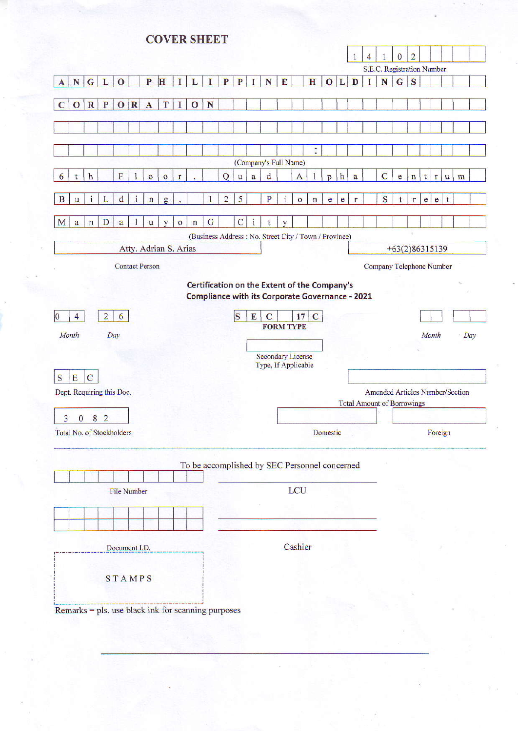# COVER SHEET

14102

S.E.C. Registration Number

ANGLO PHILIPPINE HOLDINGS CORPORATION

(Company's Full Name)

6th Floor, Quad Alpha Centrum Building, 125 Pioneer Street MandaluyonG City

(Business Address : No. Street City / Town / Province)

| Atty. Adrian S. Arias | +63(2)86315139 |
|---|---|
| Contact Person | Company Telephone Number |

**Certification on the Extent of the Company's Compliance with its Corporate Governance - 2021**

| 04 | 26 | SEC 17 C | | |
|---|---|---|---|---|
| Month | Day | **FORM TYPE** | Month | Day |

Secondary License Type, If Applicable

| SEC | |
|---|---|
| Dept. Requiring this Doc. | Amended Articles Number/Section |

Total Amount of Borrowings

| 3082 | | |
|---|---|---|
| Total No. of Stockholders | Domestic | Foreign |

To be accomplished by SEC Personnel concerned

File Number

LCU

Document I.D.

Cashier

STAMPS

Remarks = pls. use black ink for scanning purposes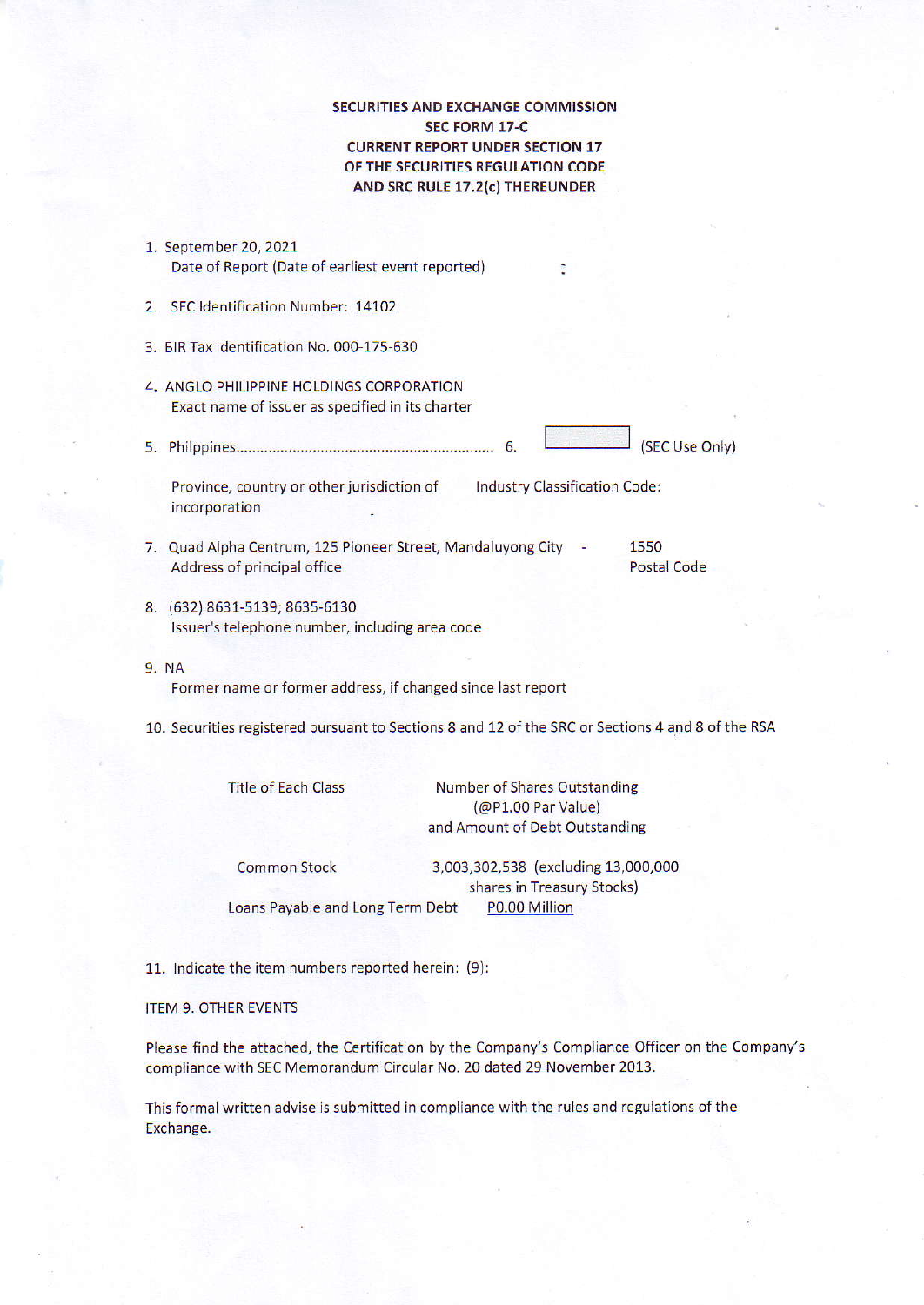**SECURITIES AND EXCHANGE COMMISSION**
**SEC FORM 17-C**
**CURRENT REPORT UNDER SECTION 17**
**OF THE SECURITIES REGULATION CODE**
**AND SRC RULE 17.2(c) THEREUNDER**

1. September 20, 2021
   Date of Report (Date of earliest event reported)

2. SEC Identification Number: 14102

3. BIR Tax Identification No. 000-175-630

4. ANGLO PHILIPPINE HOLDINGS CORPORATION
   Exact name of issuer as specified in its charter

5. Philippines.............................................................. 6. [ ] (SEC Use Only)

   Province, country or other jurisdiction of incorporation — Industry Classification Code:

7. Quad Alpha Centrum, 125 Pioneer Street, Mandaluyong City - 1550
   Address of principal office — Postal Code

8. (632) 8631-5139; 8635-6130
   Issuer's telephone number, including area code

9. NA
   Former name or former address, if changed since last report

10. Securities registered pursuant to Sections 8 and 12 of the SRC or Sections 4 and 8 of the RSA

| Title of Each Class | Number of Shares Outstanding (@P1.00 Par Value) and Amount of Debt Outstanding |
|---|---|
| Common Stock | 3,003,302,538 (excluding 13,000,000 shares in Treasury Stocks) |
| Loans Payable and Long Term Debt | P0.00 Million |

11. Indicate the item numbers reported herein: (9):

ITEM 9. OTHER EVENTS

Please find the attached, the Certification by the Company's Compliance Officer on the Company's compliance with SEC Memorandum Circular No. 20 dated 29 November 2013.

This formal written advise is submitted in compliance with the rules and regulations of the Exchange.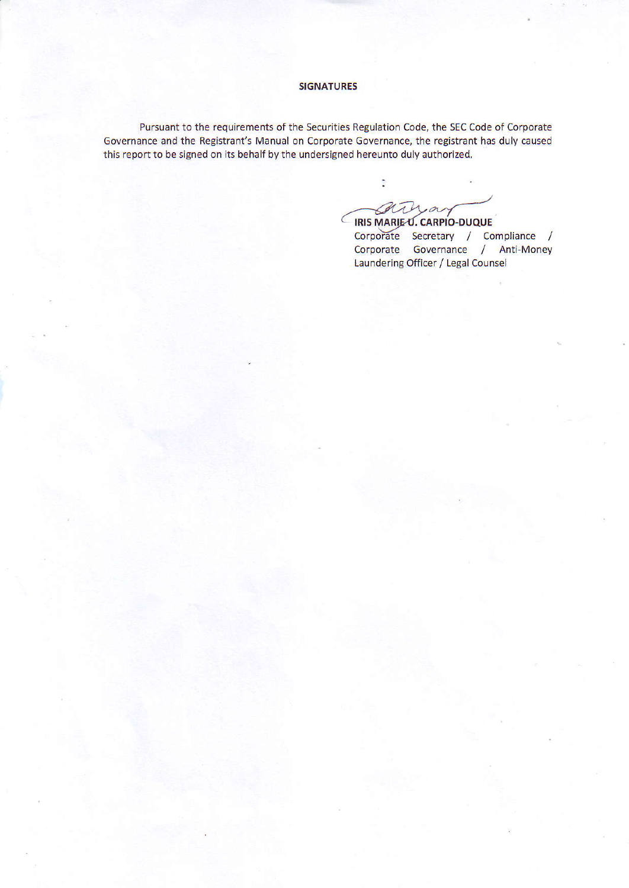## SIGNATURES

Pursuant to the requirements of the Securities Regulation Code, the SEC Code of Corporate Governance and the Registrant's Manual on Corporate Governance, the registrant has duly caused this report to be signed on its behalf by the undersigned hereunto duly authorized.

**IRIS MARIE U. CARPIO-DUQUE**
Corporate Secretary / Compliance / Corporate Governance / Anti-Money Laundering Officer / Legal Counsel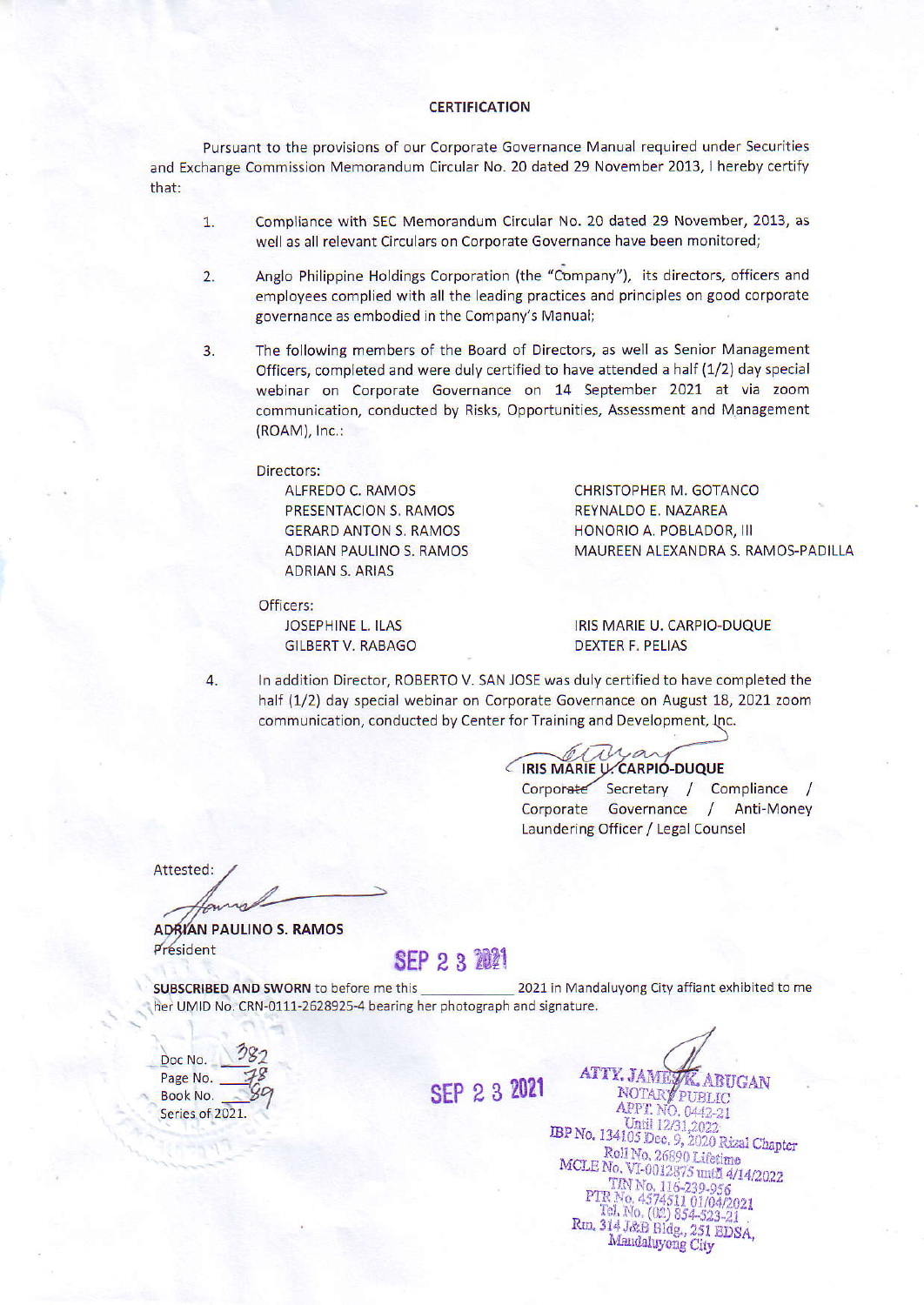# CERTIFICATION

Pursuant to the provisions of our Corporate Governance Manual required under Securities and Exchange Commission Memorandum Circular No. 20 dated 29 November 2013, I hereby certify that:

1. Compliance with SEC Memorandum Circular No. 20 dated 29 November, 2013, as well as all relevant Circulars on Corporate Governance have been monitored;

2. Anglo Philippine Holdings Corporation (the "Company"), its directors, officers and employees complied with all the leading practices and principles on good corporate governance as embodied in the Company's Manual;

3. The following members of the Board of Directors, as well as Senior Management Officers, completed and were duly certified to have attended a half (1/2) day special webinar on Corporate Governance on 14 September 2021 at via zoom communication, conducted by Risks, Opportunities, Assessment and Management (ROAM), Inc.:

   Directors:

   ALFREDO C. RAMOS
   PRESENTACION S. RAMOS
   GERARD ANTON S. RAMOS
   ADRIAN PAULINO S. RAMOS
   ADRIAN S. ARIAS
   CHRISTOPHER M. GOTANCO
   REYNALDO E. NAZAREA
   HONORIO A. POBLADOR, III
   MAUREEN ALEXANDRA S. RAMOS-PADILLA

   Officers:

   JOSEPHINE L. ILAS
   GILBERT V. RABAGO
   IRIS MARIE U. CARPIO-DUQUE
   DEXTER F. PELIAS

4. In addition Director, ROBERTO V. SAN JOSE was duly certified to have completed the half (1/2) day special webinar on Corporate Governance on August 18, 2021 zoom communication, conducted by Center for Training and Development, Inc.

**IRIS MARIE U. CARPIO-DUQUE**
Corporate Secretary / Compliance / Corporate Governance / Anti-Money Laundering Officer / Legal Counsel

Attested:

**ADRIAN PAULINO S. RAMOS**
President

**SUBSCRIBED AND SWORN** to before me this SEP 23 2021 2021 in Mandaluyong City affiant exhibited to me her UMID No. CRN-0111-2628925-4 bearing her photograph and signature.

Doc No. 382
Page No. 78
Book No. 89
Series of 2021.

SEP 23 2021

ATTY. JAMES K. ABUGAN
NOTARY PUBLIC
APPT. NO. 0442-21
Until 12/31/2022
IBP No. 134105 Dec. 9, 2020 Rizal Chapter
Roll No. 26890 Lifetime
MCLE No. VI-0012875 until 4/14/2022
TIN No. 116-239-956
PTR No. 4574511 01/04/2021
Tel. No. (02) 854-523-21
Rm. 314 J&B Bldg., 251 EDSA,
Mandaluyong City